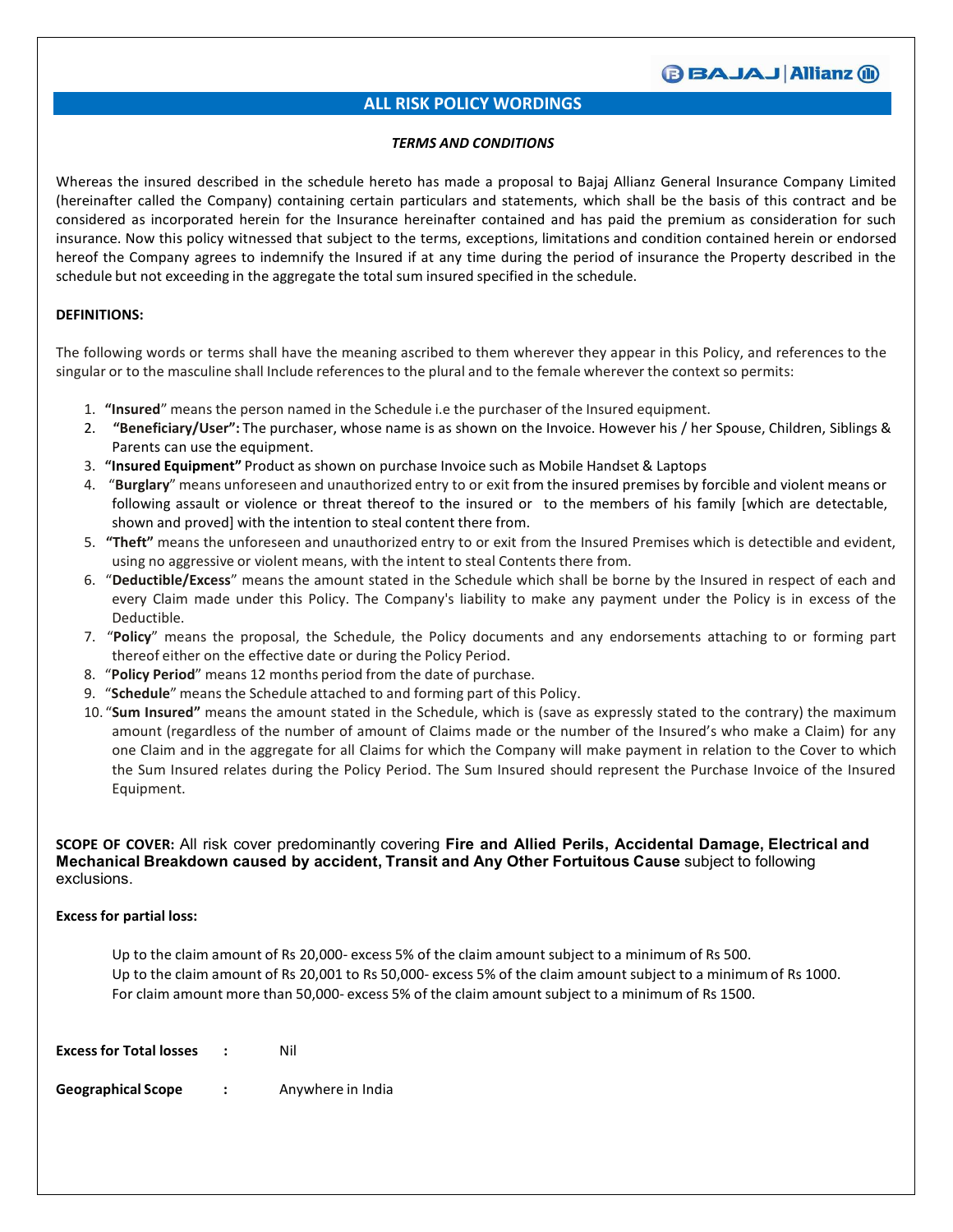# ALL RISK POLICY WORDINGS

***TERMS AND CONDITIONS***

Whereas the insured described in the schedule hereto has made a proposal to Bajaj Allianz General Insurance Company Limited (hereinafter called the Company) containing certain particulars and statements, which shall be the basis of this contract and be considered as incorporated herein for the Insurance hereinafter contained and has paid the premium as consideration for such insurance. Now this policy witnessed that subject to the terms, exceptions, limitations and condition contained herein or endorsed hereof the Company agrees to indemnify the Insured if at any time during the period of insurance the Property described in the schedule but not exceeding in the aggregate the total sum insured specified in the schedule.

**DEFINITIONS:**

The following words or terms shall have the meaning ascribed to them wherever they appear in this Policy, and references to the singular or to the masculine shall Include references to the plural and to the female wherever the context so permits:

1. **"Insured"** means the person named in the Schedule i.e the purchaser of the Insured equipment.
2. **"Beneficiary/User":** The purchaser, whose name is as shown on the Invoice. However his / her Spouse, Children, Siblings & Parents can use the equipment.
3. **"Insured Equipment"** Product as shown on purchase Invoice such as Mobile Handset & Laptops
4. "**Burglary**" means unforeseen and unauthorized entry to or exit from the insured premises by forcible and violent means or following assault or violence or threat thereof to the insured or to the members of his family [which are detectable, shown and proved] with the intention to steal content there from.
5. **"Theft"** means the unforeseen and unauthorized entry to or exit from the Insured Premises which is detectible and evident, using no aggressive or violent means, with the intent to steal Contents there from.
6. "**Deductible/Excess**" means the amount stated in the Schedule which shall be borne by the Insured in respect of each and every Claim made under this Policy. The Company's liability to make any payment under the Policy is in excess of the Deductible.
7. "**Policy**" means the proposal, the Schedule, the Policy documents and any endorsements attaching to or forming part thereof either on the effective date or during the Policy Period.
8. "**Policy Period**" means 12 months period from the date of purchase.
9. "**Schedule**" means the Schedule attached to and forming part of this Policy.
10. "**Sum Insured"** means the amount stated in the Schedule, which is (save as expressly stated to the contrary) the maximum amount (regardless of the number of amount of Claims made or the number of the Insured's who make a Claim) for any one Claim and in the aggregate for all Claims for which the Company will make payment in relation to the Cover to which the Sum Insured relates during the Policy Period. The Sum Insured should represent the Purchase Invoice of the Insured Equipment.

**SCOPE OF COVER:** All risk cover predominantly covering **Fire and Allied Perils, Accidental Damage, Electrical and Mechanical Breakdown caused by accident, Transit and Any Other Fortuitous Cause** subject to following exclusions.

**Excess for partial loss:**

Up to the claim amount of Rs 20,000- excess 5% of the claim amount subject to a minimum of Rs 500.
Up to the claim amount of Rs 20,001 to Rs 50,000- excess 5% of the claim amount subject to a minimum of Rs 1000.
For claim amount more than 50,000- excess 5% of the claim amount subject to a minimum of Rs 1500.

**Excess for Total losses** : Nil

**Geographical Scope** : Anywhere in India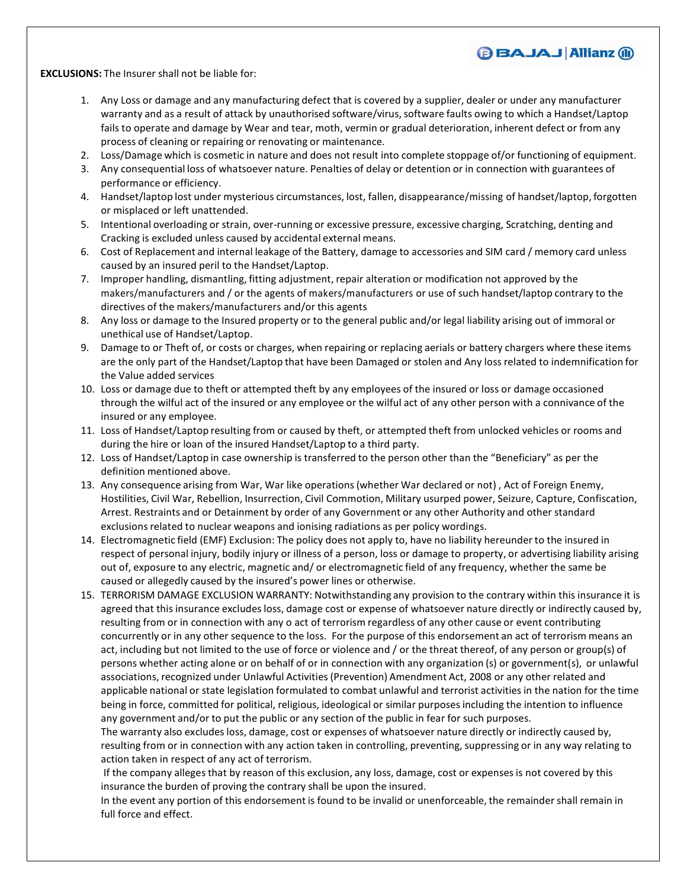**EXCLUSIONS:** The Insurer shall not be liable for:

1. Any Loss or damage and any manufacturing defect that is covered by a supplier, dealer or under any manufacturer warranty and as a result of attack by unauthorised software/virus, software faults owing to which a Handset/Laptop fails to operate and damage by Wear and tear, moth, vermin or gradual deterioration, inherent defect or from any process of cleaning or repairing or renovating or maintenance.
2. Loss/Damage which is cosmetic in nature and does not result into complete stoppage of/or functioning of equipment.
3. Any consequential loss of whatsoever nature. Penalties of delay or detention or in connection with guarantees of performance or efficiency.
4. Handset/laptop lost under mysterious circumstances, lost, fallen, disappearance/missing of handset/laptop, forgotten or misplaced or left unattended.
5. Intentional overloading or strain, over-running or excessive pressure, excessive charging, Scratching, denting and Cracking is excluded unless caused by accidental external means.
6. Cost of Replacement and internal leakage of the Battery, damage to accessories and SIM card / memory card unless caused by an insured peril to the Handset/Laptop.
7. Improper handling, dismantling, fitting adjustment, repair alteration or modification not approved by the makers/manufacturers and / or the agents of makers/manufacturers or use of such handset/laptop contrary to the directives of the makers/manufacturers and/or this agents
8. Any loss or damage to the Insured property or to the general public and/or legal liability arising out of immoral or unethical use of Handset/Laptop.
9. Damage to or Theft of, or costs or charges, when repairing or replacing aerials or battery chargers where these items are the only part of the Handset/Laptop that have been Damaged or stolen and Any loss related to indemnification for the Value added services
10. Loss or damage due to theft or attempted theft by any employees of the insured or loss or damage occasioned through the wilful act of the insured or any employee or the wilful act of any other person with a connivance of the insured or any employee.
11. Loss of Handset/Laptop resulting from or caused by theft, or attempted theft from unlocked vehicles or rooms and during the hire or loan of the insured Handset/Laptop to a third party.
12. Loss of Handset/Laptop in case ownership is transferred to the person other than the "Beneficiary" as per the definition mentioned above.
13. Any consequence arising from War, War like operations (whether War declared or not) , Act of Foreign Enemy, Hostilities, Civil War, Rebellion, Insurrection, Civil Commotion, Military usurped power, Seizure, Capture, Confiscation, Arrest. Restraints and or Detainment by order of any Government or any other Authority and other standard exclusions related to nuclear weapons and ionising radiations as per policy wordings.
14. Electromagnetic field (EMF) Exclusion: The policy does not apply to, have no liability hereunder to the insured in respect of personal injury, bodily injury or illness of a person, loss or damage to property, or advertising liability arising out of, exposure to any electric, magnetic and/ or electromagnetic field of any frequency, whether the same be caused or allegedly caused by the insured's power lines or otherwise.
15. TERRORISM DAMAGE EXCLUSION WARRANTY: Notwithstanding any provision to the contrary within this insurance it is agreed that this insurance excludes loss, damage cost or expense of whatsoever nature directly or indirectly caused by, resulting from or in connection with any o act of terrorism regardless of any other cause or event contributing concurrently or in any other sequence to the loss. For the purpose of this endorsement an act of terrorism means an act, including but not limited to the use of force or violence and / or the threat thereof, of any person or group(s) of persons whether acting alone or on behalf of or in connection with any organization (s) or government(s), or unlawful associations, recognized under Unlawful Activities (Prevention) Amendment Act, 2008 or any other related and applicable national or state legislation formulated to combat unlawful and terrorist activities in the nation for the time being in force, committed for political, religious, ideological or similar purposes including the intention to influence any government and/or to put the public or any section of the public in fear for such purposes.

    The warranty also excludes loss, damage, cost or expenses of whatsoever nature directly or indirectly caused by, resulting from or in connection with any action taken in controlling, preventing, suppressing or in any way relating to action taken in respect of any act of terrorism.

    If the company alleges that by reason of this exclusion, any loss, damage, cost or expenses is not covered by this insurance the burden of proving the contrary shall be upon the insured.

    In the event any portion of this endorsement is found to be invalid or unenforceable, the remainder shall remain in full force and effect.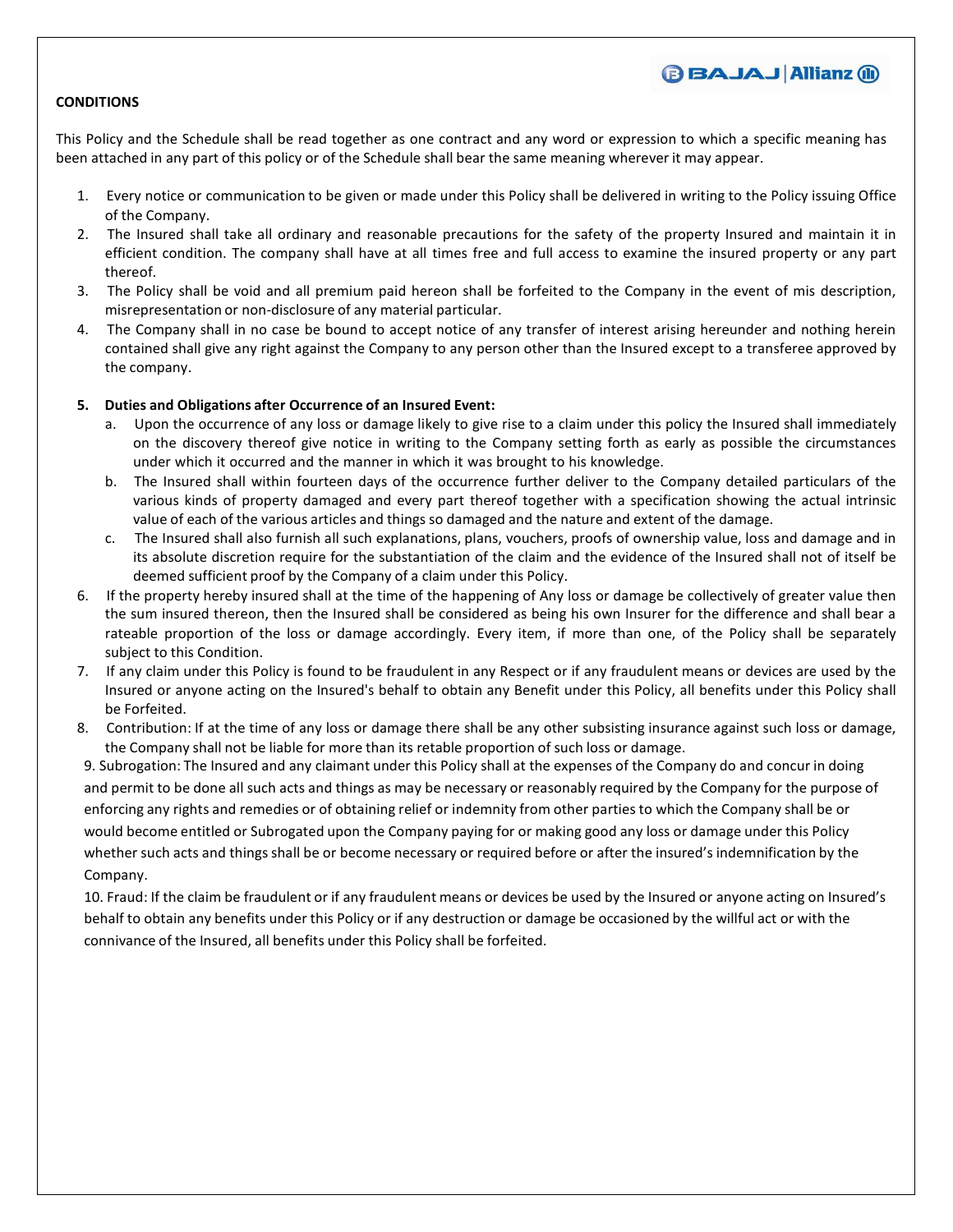## CONDITIONS

This Policy and the Schedule shall be read together as one contract and any word or expression to which a specific meaning has been attached in any part of this policy or of the Schedule shall bear the same meaning wherever it may appear.

1. Every notice or communication to be given or made under this Policy shall be delivered in writing to the Policy issuing Office of the Company.
2. The Insured shall take all ordinary and reasonable precautions for the safety of the property Insured and maintain it in efficient condition. The company shall have at all times free and full access to examine the insured property or any part thereof.
3. The Policy shall be void and all premium paid hereon shall be forfeited to the Company in the event of mis description, misrepresentation or non-disclosure of any material particular.
4. The Company shall in no case be bound to accept notice of any transfer of interest arising hereunder and nothing herein contained shall give any right against the Company to any person other than the Insured except to a transferee approved by the company.
5. **Duties and Obligations after Occurrence of an Insured Event:**
   a. Upon the occurrence of any loss or damage likely to give rise to a claim under this policy the Insured shall immediately on the discovery thereof give notice in writing to the Company setting forth as early as possible the circumstances under which it occurred and the manner in which it was brought to his knowledge.
   b. The Insured shall within fourteen days of the occurrence further deliver to the Company detailed particulars of the various kinds of property damaged and every part thereof together with a specification showing the actual intrinsic value of each of the various articles and things so damaged and the nature and extent of the damage.
   c. The Insured shall also furnish all such explanations, plans, vouchers, proofs of ownership value, loss and damage and in its absolute discretion require for the substantiation of the claim and the evidence of the Insured shall not of itself be deemed sufficient proof by the Company of a claim under this Policy.
6. If the property hereby insured shall at the time of the happening of Any loss or damage be collectively of greater value then the sum insured thereon, then the Insured shall be considered as being his own Insurer for the difference and shall bear a rateable proportion of the loss or damage accordingly. Every item, if more than one, of the Policy shall be separately subject to this Condition.
7. If any claim under this Policy is found to be fraudulent in any Respect or if any fraudulent means or devices are used by the Insured or anyone acting on the Insured's behalf to obtain any Benefit under this Policy, all benefits under this Policy shall be Forfeited.
8. Contribution: If at the time of any loss or damage there shall be any other subsisting insurance against such loss or damage, the Company shall not be liable for more than its retable proportion of such loss or damage.
9. Subrogation: The Insured and any claimant under this Policy shall at the expenses of the Company do and concur in doing and permit to be done all such acts and things as may be necessary or reasonably required by the Company for the purpose of enforcing any rights and remedies or of obtaining relief or indemnity from other parties to which the Company shall be or would become entitled or Subrogated upon the Company paying for or making good any loss or damage under this Policy whether such acts and things shall be or become necessary or required before or after the insured's indemnification by the Company.
10. Fraud: If the claim be fraudulent or if any fraudulent means or devices be used by the Insured or anyone acting on Insured's behalf to obtain any benefits under this Policy or if any destruction or damage be occasioned by the willful act or with the connivance of the Insured, all benefits under this Policy shall be forfeited.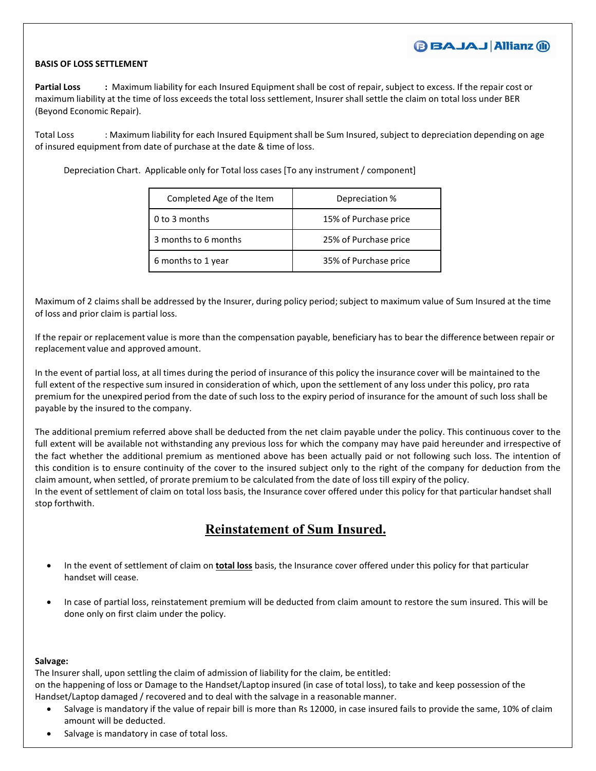**BASIS OF LOSS SETTLEMENT**

**Partial Loss :** Maximum liability for each Insured Equipment shall be cost of repair, subject to excess. If the repair cost or maximum liability at the time of loss exceeds the total loss settlement, Insurer shall settle the claim on total loss under BER (Beyond Economic Repair).

Total Loss : Maximum liability for each Insured Equipment shall be Sum Insured, subject to depreciation depending on age of insured equipment from date of purchase at the date & time of loss.

Depreciation Chart. Applicable only for Total loss cases [To any instrument / component]

| Completed Age of the Item | Depreciation % |
|---|---|
| 0 to 3 months | 15% of Purchase price |
| 3 months to 6 months | 25% of Purchase price |
| 6 months to 1 year | 35% of Purchase price |

Maximum of 2 claims shall be addressed by the Insurer, during policy period; subject to maximum value of Sum Insured at the time of loss and prior claim is partial loss.

If the repair or replacement value is more than the compensation payable, beneficiary has to bear the difference between repair or replacement value and approved amount.

In the event of partial loss, at all times during the period of insurance of this policy the insurance cover will be maintained to the full extent of the respective sum insured in consideration of which, upon the settlement of any loss under this policy, pro rata premium for the unexpired period from the date of such loss to the expiry period of insurance for the amount of such loss shall be payable by the insured to the company.

The additional premium referred above shall be deducted from the net claim payable under the policy. This continuous cover to the full extent will be available not withstanding any previous loss for which the company may have paid hereunder and irrespective of the fact whether the additional premium as mentioned above has been actually paid or not following such loss. The intention of this condition is to ensure continuity of the cover to the insured subject only to the right of the company for deduction from the claim amount, when settled, of prorate premium to be calculated from the date of loss till expiry of the policy.
In the event of settlement of claim on total loss basis, the Insurance cover offered under this policy for that particular handset shall stop forthwith.

## Reinstatement of Sum Insured.

- In the event of settlement of claim on **total loss** basis, the Insurance cover offered under this policy for that particular handset will cease.
- In case of partial loss, reinstatement premium will be deducted from claim amount to restore the sum insured. This will be done only on first claim under the policy.

**Salvage:**
The Insurer shall, upon settling the claim of admission of liability for the claim, be entitled:
on the happening of loss or Damage to the Handset/Laptop insured (in case of total loss), to take and keep possession of the Handset/Laptop damaged / recovered and to deal with the salvage in a reasonable manner.

- Salvage is mandatory if the value of repair bill is more than Rs 12000, in case insured fails to provide the same, 10% of claim amount will be deducted.
- Salvage is mandatory in case of total loss.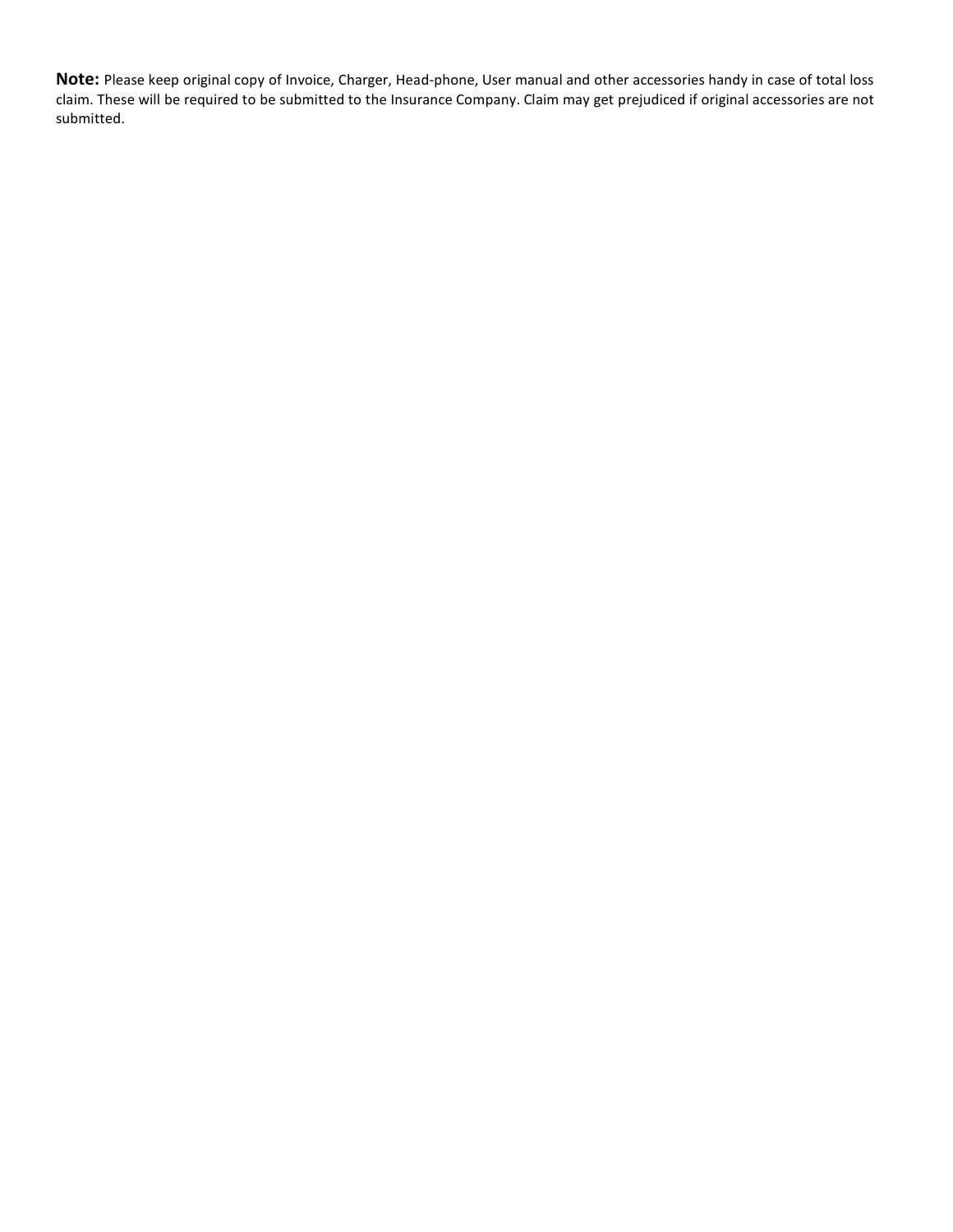**Note:** Please keep original copy of Invoice, Charger, Head-phone, User manual and other accessories handy in case of total loss claim. These will be required to be submitted to the Insurance Company. Claim may get prejudiced if original accessories are not submitted.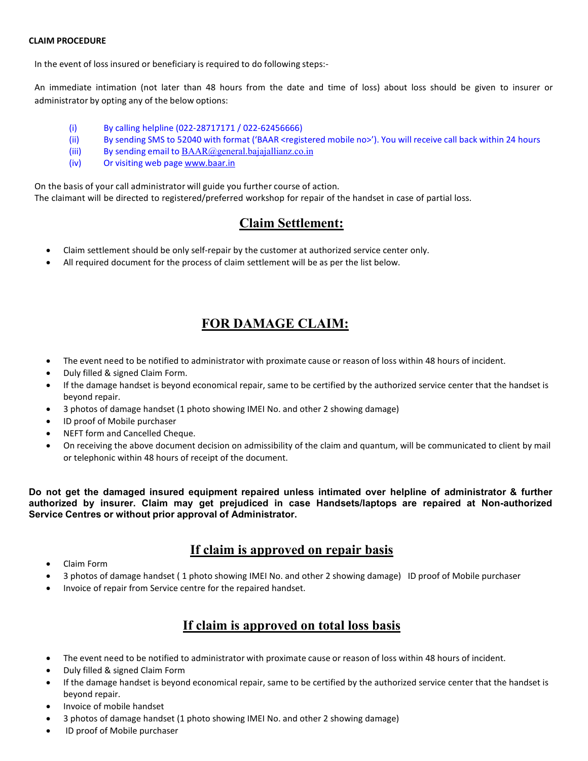**CLAIM PROCEDURE**

In the event of loss insured or beneficiary is required to do following steps:-

An immediate intimation (not later than 48 hours from the date and time of loss) about loss should be given to insurer or administrator by opting any of the below options:

(i) By calling helpline (022-28717171 / 022-62456666)
(ii) By sending SMS to 52040 with format ('BAAR <registered mobile no>'). You will receive call back within 24 hours
(iii) By sending email to BAAR@general.bajajallianz.co.in
(iv) Or visiting web page www.baar.in

On the basis of your call administrator will guide you further course of action.
The claimant will be directed to registered/preferred workshop for repair of the handset in case of partial loss.

## Claim Settlement:

- Claim settlement should be only self-repair by the customer at authorized service center only.
- All required document for the process of claim settlement will be as per the list below.

## FOR DAMAGE CLAIM:

- The event need to be notified to administrator with proximate cause or reason of loss within 48 hours of incident.
- Duly filled & signed Claim Form.
- If the damage handset is beyond economical repair, same to be certified by the authorized service center that the handset is beyond repair.
- 3 photos of damage handset (1 photo showing IMEI No. and other 2 showing damage)
- ID proof of Mobile purchaser
- NEFT form and Cancelled Cheque.
- On receiving the above document decision on admissibility of the claim and quantum, will be communicated to client by mail or telephonic within 48 hours of receipt of the document.

**Do not get the damaged insured equipment repaired unless intimated over helpline of administrator & further authorized by insurer. Claim may get prejudiced in case Handsets/laptops are repaired at Non-authorized Service Centres or without prior approval of Administrator.**

## If claim is approved on repair basis

- Claim Form
- 3 photos of damage handset ( 1 photo showing IMEI No. and other 2 showing damage) ID proof of Mobile purchaser
- Invoice of repair from Service centre for the repaired handset.

## If claim is approved on total loss basis

- The event need to be notified to administrator with proximate cause or reason of loss within 48 hours of incident.
- Duly filled & signed Claim Form
- If the damage handset is beyond economical repair, same to be certified by the authorized service center that the handset is beyond repair.
- Invoice of mobile handset
- 3 photos of damage handset (1 photo showing IMEI No. and other 2 showing damage)
- ID proof of Mobile purchaser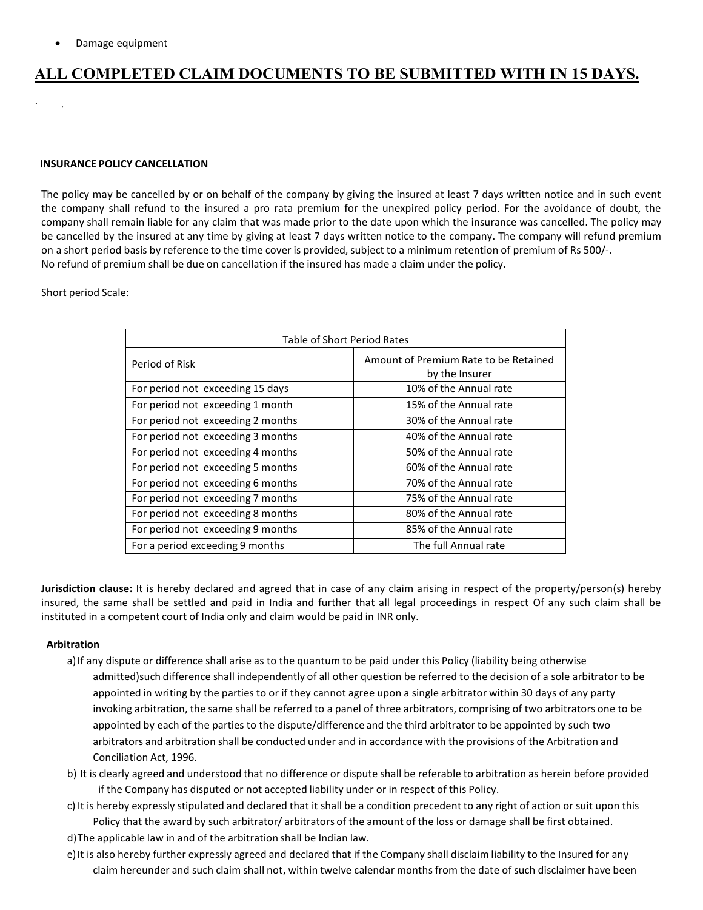- Damage equipment

## ALL COMPLETED CLAIM DOCUMENTS TO BE SUBMITTED WITH IN 15 DAYS.

**INSURANCE POLICY CANCELLATION**

The policy may be cancelled by or on behalf of the company by giving the insured at least 7 days written notice and in such event the company shall refund to the insured a pro rata premium for the unexpired policy period. For the avoidance of doubt, the company shall remain liable for any claim that was made prior to the date upon which the insurance was cancelled. The policy may be cancelled by the insured at any time by giving at least 7 days written notice to the company. The company will refund premium on a short period basis by reference to the time cover is provided, subject to a minimum retention of premium of Rs 500/-.
No refund of premium shall be due on cancellation if the insured has made a claim under the policy.

Short period Scale:

| Table of Short Period Rates | |
|---|---|
| Period of Risk | Amount of Premium Rate to be Retained by the Insurer |
| For period not exceeding 15 days | 10% of the Annual rate |
| For period not exceeding 1 month | 15% of the Annual rate |
| For period not exceeding 2 months | 30% of the Annual rate |
| For period not exceeding 3 months | 40% of the Annual rate |
| For period not exceeding 4 months | 50% of the Annual rate |
| For period not exceeding 5 months | 60% of the Annual rate |
| For period not exceeding 6 months | 70% of the Annual rate |
| For period not exceeding 7 months | 75% of the Annual rate |
| For period not exceeding 8 months | 80% of the Annual rate |
| For period not exceeding 9 months | 85% of the Annual rate |
| For a period exceeding 9 months | The full Annual rate |

**Jurisdiction clause:** It is hereby declared and agreed that in case of any claim arising in respect of the property/person(s) hereby insured, the same shall be settled and paid in India and further that all legal proceedings in respect Of any such claim shall be instituted in a competent court of India only and claim would be paid in INR only.

**Arbitration**

a) If any dispute or difference shall arise as to the quantum to be paid under this Policy (liability being otherwise admitted)such difference shall independently of all other question be referred to the decision of a sole arbitrator to be appointed in writing by the parties to or if they cannot agree upon a single arbitrator within 30 days of any party invoking arbitration, the same shall be referred to a panel of three arbitrators, comprising of two arbitrators one to be appointed by each of the parties to the dispute/difference and the third arbitrator to be appointed by such two arbitrators and arbitration shall be conducted under and in accordance with the provisions of the Arbitration and Conciliation Act, 1996.

b) It is clearly agreed and understood that no difference or dispute shall be referable to arbitration as herein before provided if the Company has disputed or not accepted liability under or in respect of this Policy.

c) It is hereby expressly stipulated and declared that it shall be a condition precedent to any right of action or suit upon this Policy that the award by such arbitrator/ arbitrators of the amount of the loss or damage shall be first obtained.

d) The applicable law in and of the arbitration shall be Indian law.

e) It is also hereby further expressly agreed and declared that if the Company shall disclaim liability to the Insured for any claim hereunder and such claim shall not, within twelve calendar months from the date of such disclaimer have been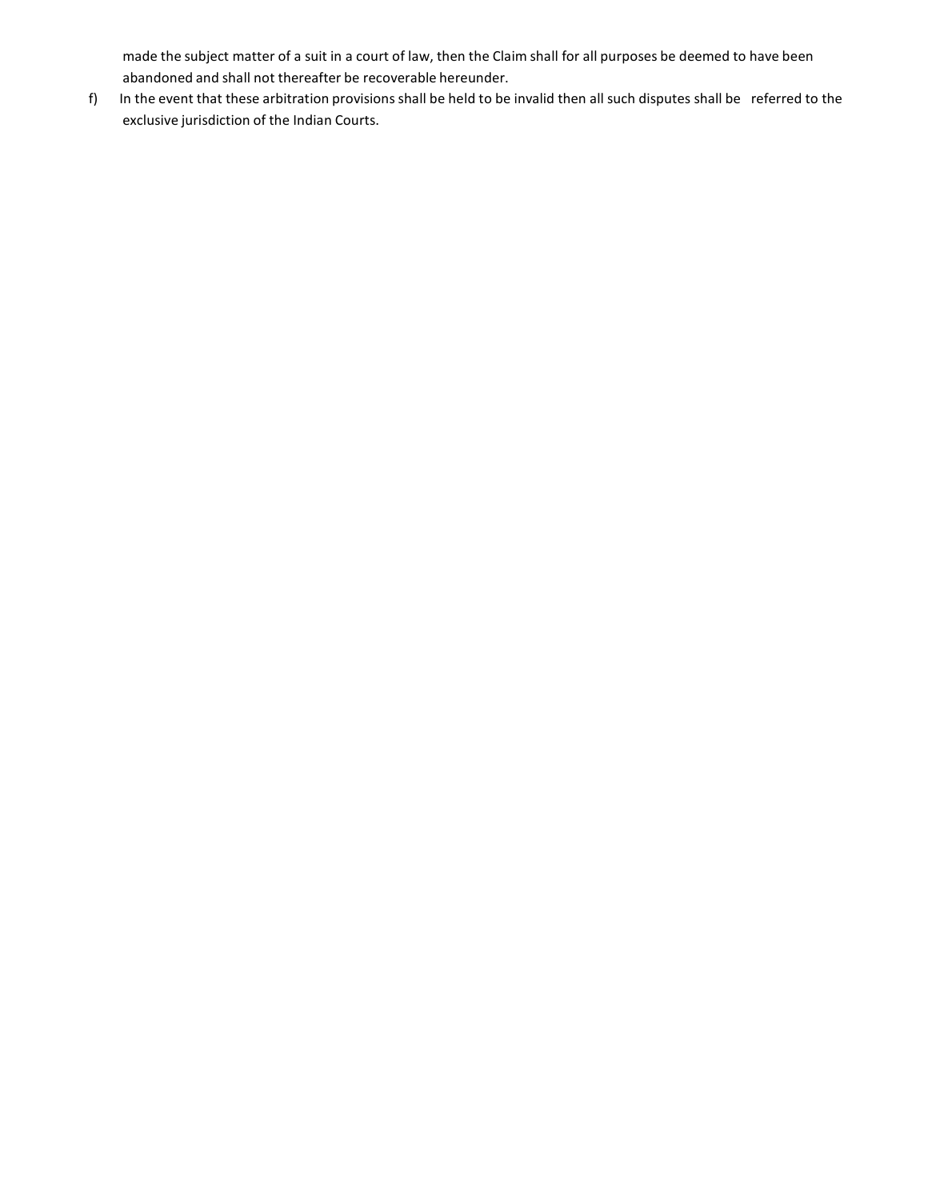made the subject matter of a suit in a court of law, then the Claim shall for all purposes be deemed to have been abandoned and shall not thereafter be recoverable hereunder.

f) In the event that these arbitration provisions shall be held to be invalid then all such disputes shall be referred to the exclusive jurisdiction of the Indian Courts.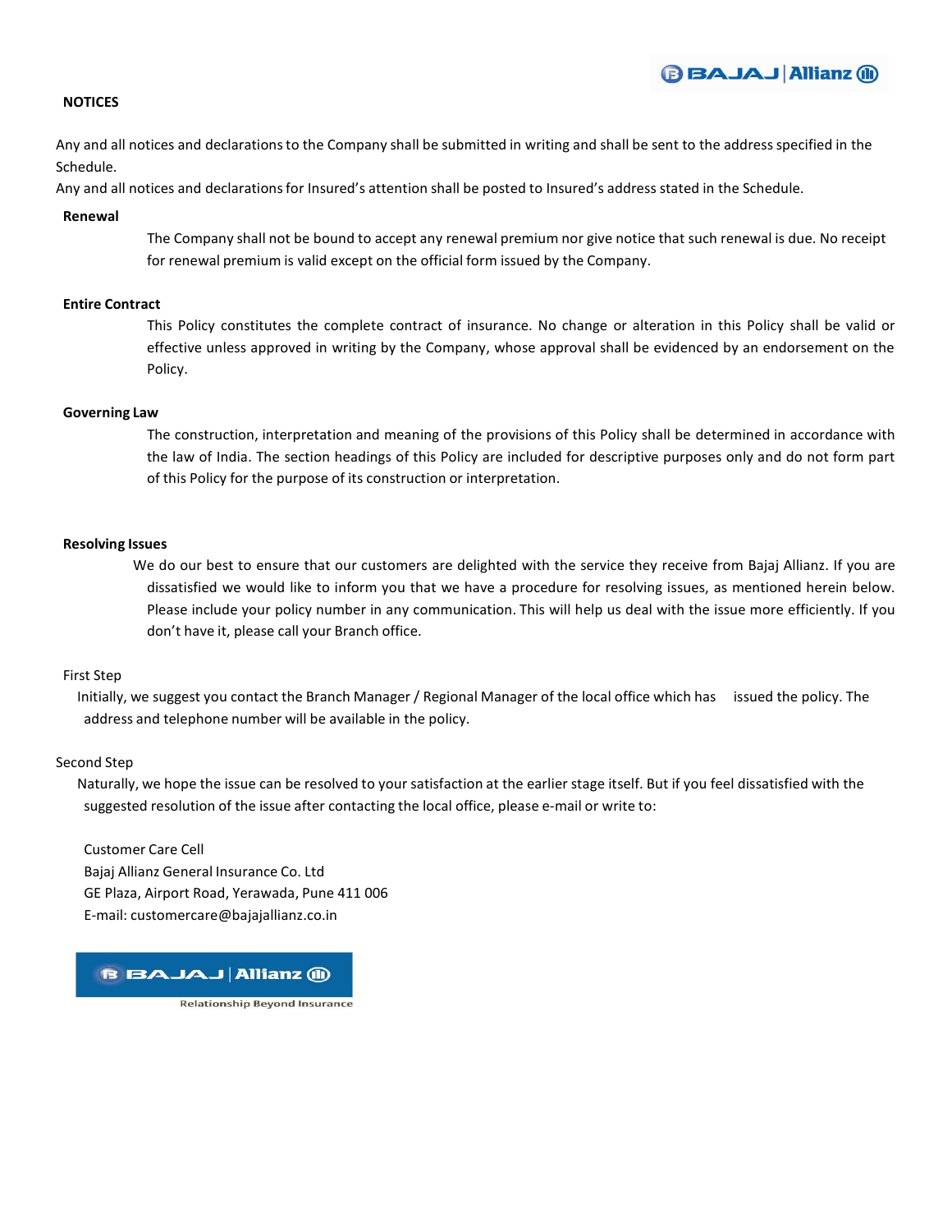## NOTICES

Any and all notices and declarations to the Company shall be submitted in writing and shall be sent to the address specified in the Schedule.

Any and all notices and declarations for Insured's attention shall be posted to Insured's address stated in the Schedule.

### Renewal

The Company shall not be bound to accept any renewal premium nor give notice that such renewal is due. No receipt for renewal premium is valid except on the official form issued by the Company.

### Entire Contract

This Policy constitutes the complete contract of insurance. No change or alteration in this Policy shall be valid or effective unless approved in writing by the Company, whose approval shall be evidenced by an endorsement on the Policy.

### Governing Law

The construction, interpretation and meaning of the provisions of this Policy shall be determined in accordance with the law of India. The section headings of this Policy are included for descriptive purposes only and do not form part of this Policy for the purpose of its construction or interpretation.

### Resolving Issues

We do our best to ensure that our customers are delighted with the service they receive from Bajaj Allianz. If you are dissatisfied we would like to inform you that we have a procedure for resolving issues, as mentioned herein below. Please include your policy number in any communication. This will help us deal with the issue more efficiently. If you don't have it, please call your Branch office.

First Step

Initially, we suggest you contact the Branch Manager / Regional Manager of the local office which has issued the policy. The address and telephone number will be available in the policy.

Second Step

Naturally, we hope the issue can be resolved to your satisfaction at the earlier stage itself. But if you feel dissatisfied with the suggested resolution of the issue after contacting the local office, please e-mail or write to:

Customer Care Cell
Bajaj Allianz General Insurance Co. Ltd
GE Plaza, Airport Road, Yerawada, Pune 411 006
E-mail: customercare@bajajallianz.co.in

BAJAJ | Allianz

Relationship Beyond Insurance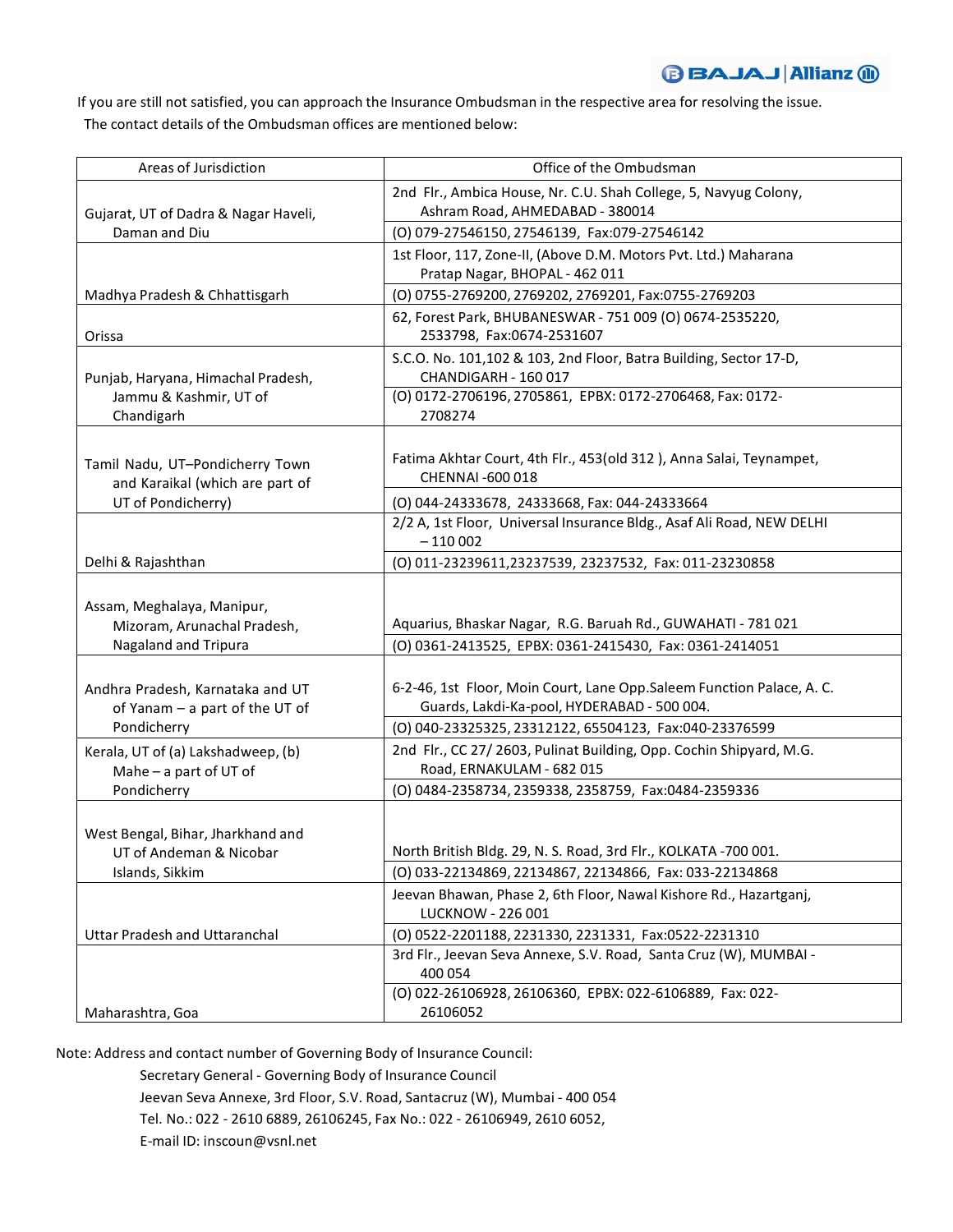If you are still not satisfied, you can approach the Insurance Ombudsman in the respective area for resolving the issue. The contact details of the Ombudsman offices are mentioned below:

| Areas of Jurisdiction | Office of the Ombudsman |
| --- | --- |
| Gujarat, UT of Dadra & Nagar Haveli, Daman and Diu | 2nd Flr., Ambica House, Nr. C.U. Shah College, 5, Navyug Colony, Ashram Road, AHMEDABAD - 380014<br>(O) 079-27546150, 27546139, Fax:079-27546142 |
| Madhya Pradesh & Chhattisgarh | 1st Floor, 117, Zone-II, (Above D.M. Motors Pvt. Ltd.) Maharana Pratap Nagar, BHOPAL - 462 011<br>(O) 0755-2769200, 2769202, 2769201, Fax:0755-2769203 |
| Orissa | 62, Forest Park, BHUBANESWAR - 751 009 (O) 0674-2535220, 2533798, Fax:0674-2531607 |
| Punjab, Haryana, Himachal Pradesh, Jammu & Kashmir, UT of Chandigarh | S.C.O. No. 101,102 & 103, 2nd Floor, Batra Building, Sector 17-D, CHANDIGARH - 160 017<br>(O) 0172-2706196, 2705861, EPBX: 0172-2706468, Fax: 0172-2708274 |
| Tamil Nadu, UT–Pondicherry Town and Karaikal (which are part of UT of Pondicherry) | Fatima Akhtar Court, 4th Flr., 453(old 312 ), Anna Salai, Teynampet, CHENNAI -600 018<br>(O) 044-24333678, 24333668, Fax: 044-24333664 |
| Delhi & Rajashthan | 2/2 A, 1st Floor, Universal Insurance Bldg., Asaf Ali Road, NEW DELHI – 110 002<br>(O) 011-23239611,23237539, 23237532, Fax: 011-23230858 |
| Assam, Meghalaya, Manipur, Mizoram, Arunachal Pradesh, Nagaland and Tripura | Aquarius, Bhaskar Nagar, R.G. Baruah Rd., GUWAHATI - 781 021<br>(O) 0361-2413525, EPBX: 0361-2415430, Fax: 0361-2414051 |
| Andhra Pradesh, Karnataka and UT of Yanam – a part of the UT of Pondicherry | 6-2-46, 1st Floor, Moin Court, Lane Opp.Saleem Function Palace, A. C. Guards, Lakdi-Ka-pool, HYDERABAD - 500 004.<br>(O) 040-23325325, 23312122, 65504123, Fax:040-23376599 |
| Kerala, UT of (a) Lakshadweep, (b) Mahe – a part of UT of Pondicherry | 2nd Flr., CC 27/ 2603, Pulinat Building, Opp. Cochin Shipyard, M.G. Road, ERNAKULAM - 682 015<br>(O) 0484-2358734, 2359338, 2358759, Fax:0484-2359336 |
| West Bengal, Bihar, Jharkhand and UT of Andeman & Nicobar Islands, Sikkim | North British Bldg. 29, N. S. Road, 3rd Flr., KOLKATA -700 001.<br>(O) 033-22134869, 22134867, 22134866, Fax: 033-22134868 |
| Uttar Pradesh and Uttaranchal | Jeevan Bhawan, Phase 2, 6th Floor, Nawal Kishore Rd., Hazartganj, LUCKNOW - 226 001<br>(O) 0522-2201188, 2231330, 2231331, Fax:0522-2231310 |
| Maharashtra, Goa | 3rd Flr., Jeevan Seva Annexe, S.V. Road, Santa Cruz (W), MUMBAI - 400 054<br>(O) 022-26106928, 26106360, EPBX: 022-6106889, Fax: 022-26106052 |

Note: Address and contact number of Governing Body of Insurance Council:

Secretary General - Governing Body of Insurance Council
Jeevan Seva Annexe, 3rd Floor, S.V. Road, Santacruz (W), Mumbai - 400 054
Tel. No.: 022 - 2610 6889, 26106245, Fax No.: 022 - 26106949, 2610 6052,
E-mail ID: inscoun@vsnl.net